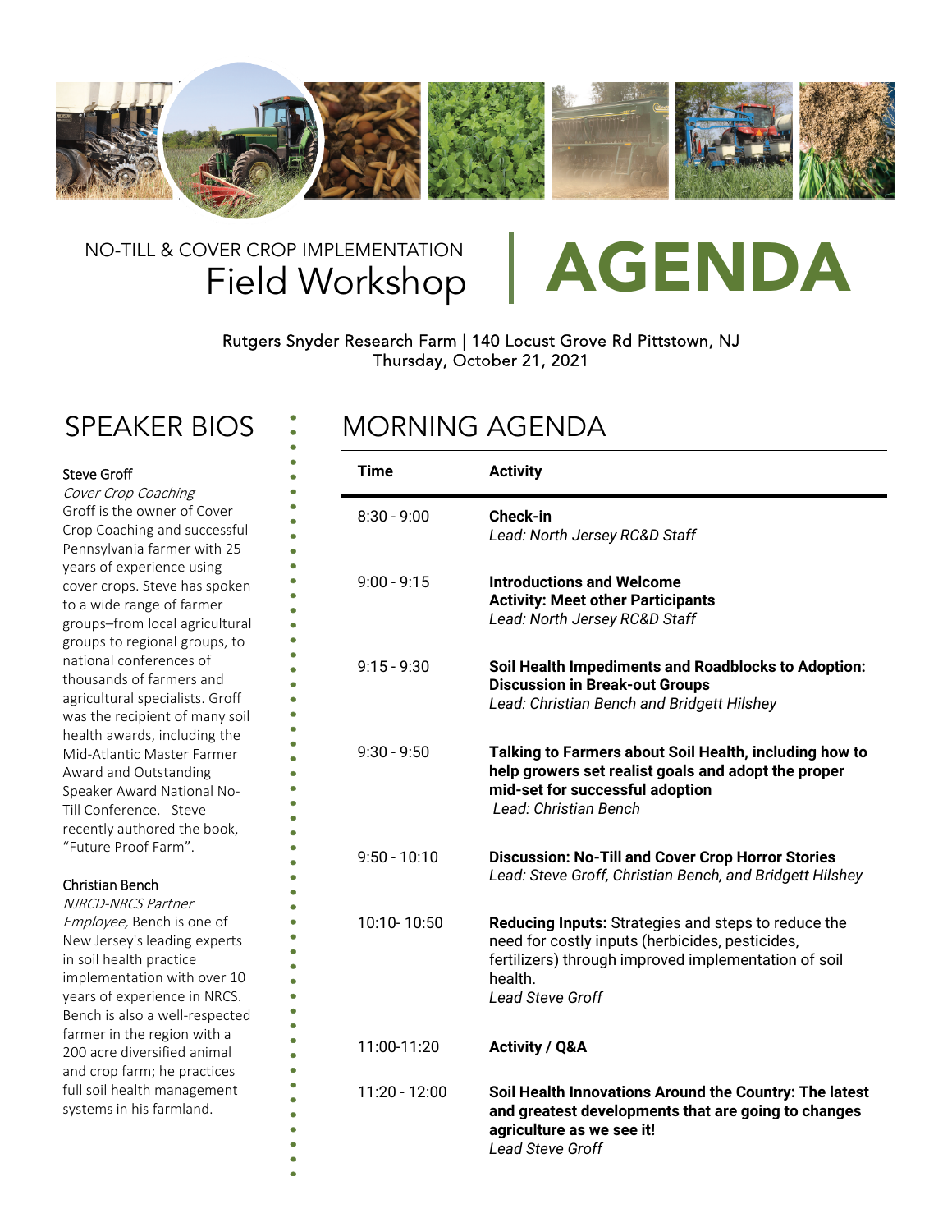NO-TILL & COVER CROP IMPLEMENTATION

# Field Workshop | AGENDA

Rutgers Snyder Research Farm | 140 Locust Grove Rd Pittstown, NJ
Thursday, October 21, 2021

## SPEAKER BIOS

**Steve Groff**
*Cover Crop Coaching*
Groff is the owner of Cover Crop Coaching and successful Pennsylvania farmer with 25 years of experience using cover crops. Steve has spoken to a wide range of farmer groups–from local agricultural groups to regional groups, to national conferences of thousands of farmers and agricultural specialists. Groff was the recipient of many soil health awards, including the Mid-Atlantic Master Farmer Award and Outstanding Speaker Award National No-Till Conference. Steve recently authored the book, "Future Proof Farm".

**Christian Bench**
*NJRCD-NRCS Partner Employee,* Bench is one of New Jersey's leading experts in soil health practice implementation with over 10 years of experience in NRCS. Bench is also a well-respected farmer in the region with a 200 acre diversified animal and crop farm; he practices full soil health management systems in his farmland.

## MORNING AGENDA

| Time | Activity |
|---|---|
| 8:30 - 9:00 | **Check-in**<br>*Lead: North Jersey RC&D Staff* |
| 9:00 - 9:15 | **Introductions and Welcome**<br>**Activity: Meet other Participants**<br>*Lead: North Jersey RC&D Staff* |
| 9:15 - 9:30 | **Soil Health Impediments and Roadblocks to Adoption: Discussion in Break-out Groups**<br>*Lead: Christian Bench and Bridgett Hilshey* |
| 9:30 - 9:50 | **Talking to Farmers about Soil Health, including how to help growers set realist goals and adopt the proper mid-set for successful adoption**<br>*Lead: Christian Bench* |
| 9:50 - 10:10 | **Discussion: No-Till and Cover Crop Horror Stories**<br>*Lead: Steve Groff, Christian Bench, and Bridgett Hilshey* |
| 10:10- 10:50 | **Reducing Inputs:** Strategies and steps to reduce the need for costly inputs (herbicides, pesticides, fertilizers) through improved implementation of soil health.<br>*Lead Steve Groff* |
| 11:00-11:20 | **Activity / Q&A** |
| 11:20 - 12:00 | **Soil Health Innovations Around the Country: The latest and greatest developments that are going to changes agriculture as we see it!**<br>*Lead Steve Groff* |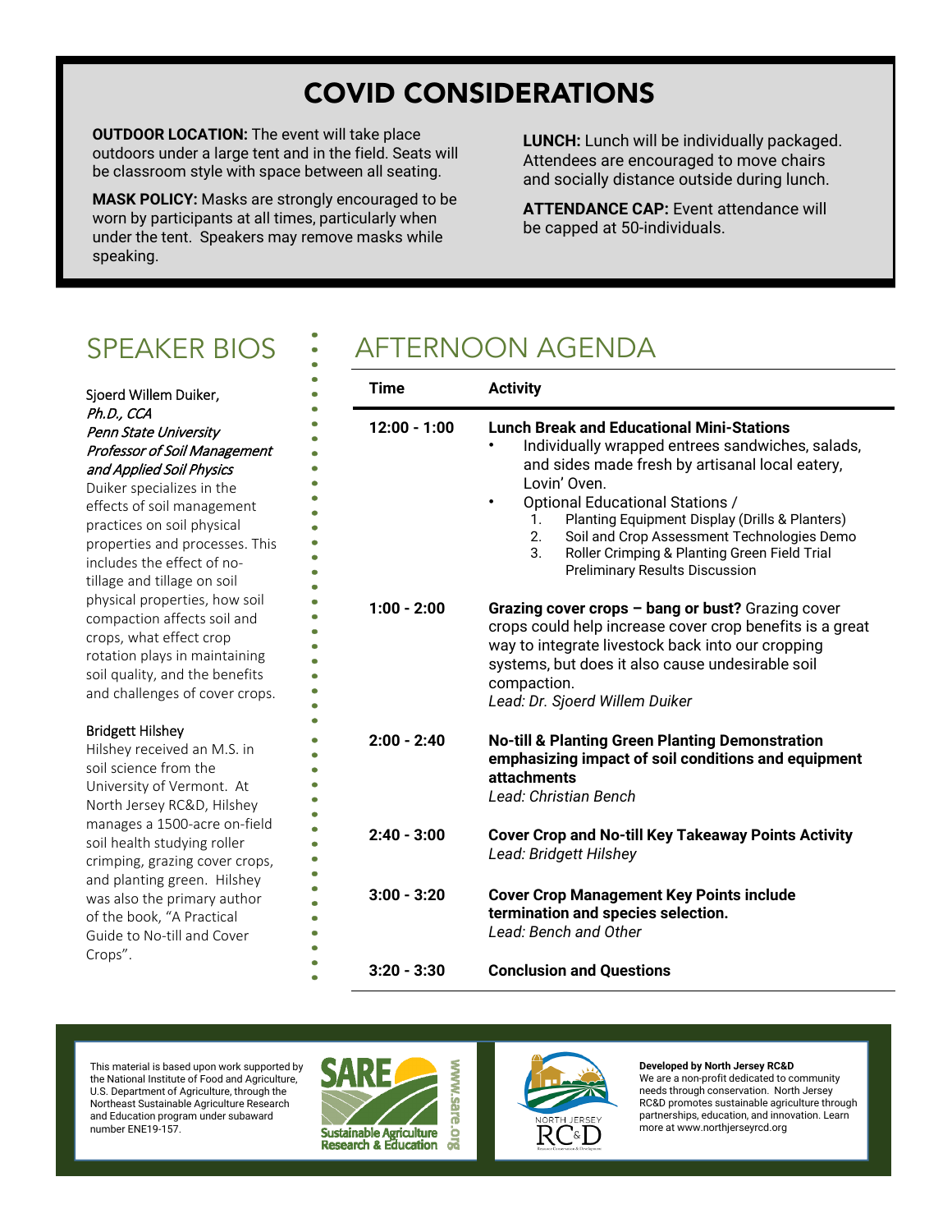# COVID CONSIDERATIONS

**OUTDOOR LOCATION:** The event will take place outdoors under a large tent and in the field. Seats will be classroom style with space between all seating.

**MASK POLICY:** Masks are strongly encouraged to be worn by participants at all times, particularly when under the tent. Speakers may remove masks while speaking.

**LUNCH:** Lunch will be individually packaged. Attendees are encouraged to move chairs and socially distance outside during lunch.

**ATTENDANCE CAP:** Event attendance will be capped at 50-individuals.

## SPEAKER BIOS

Sjoerd Willem Duiker,
*Ph.D., CCA*
*Penn State University*
*Professor of Soil Management and Applied Soil Physics*
Duiker specializes in the effects of soil management practices on soil physical properties and processes. This includes the effect of no-tillage and tillage on soil physical properties, how soil compaction affects soil and crops, what effect crop rotation plays in maintaining soil quality, and the benefits and challenges of cover crops.

Bridgett Hilshey
Hilshey received an M.S. in soil science from the University of Vermont. At North Jersey RC&D, Hilshey manages a 1500-acre on-field soil health studying roller crimping, grazing cover crops, and planting green. Hilshey was also the primary author of the book, "A Practical Guide to No-till and Cover Crops".

## AFTERNOON AGENDA

| Time | Activity |
|---|---|
| 12:00 - 1:00 | **Lunch Break and Educational Mini-Stations**<br>• Individually wrapped entrees sandwiches, salads, and sides made fresh by artisanal local eatery, Lovin' Oven.<br>• Optional Educational Stations /<br>1. Planting Equipment Display (Drills & Planters)<br>2. Soil and Crop Assessment Technologies Demo<br>3. Roller Crimping & Planting Green Field Trial Preliminary Results Discussion |
| 1:00 - 2:00 | **Grazing cover crops – bang or bust?** Grazing cover crops could help increase cover crop benefits is a great way to integrate livestock back into our cropping systems, but does it also cause undesirable soil compaction.<br>*Lead: Dr. Sjoerd Willem Duiker* |
| 2:00 - 2:40 | **No-till & Planting Green Planting Demonstration emphasizing impact of soil conditions and equipment attachments**<br>*Lead: Christian Bench* |
| 2:40 - 3:00 | **Cover Crop and No-till Key Takeaway Points Activity**<br>*Lead: Bridgett Hilshey* |
| 3:00 - 3:20 | **Cover Crop Management Key Points include termination and species selection.**<br>*Lead: Bench and Other* |
| 3:20 - 3:30 | **Conclusion and Questions** |

This material is based upon work supported by the National Institute of Food and Agriculture, U.S. Department of Agriculture, through the Northeast Sustainable Agriculture Research and Education program under subaward number ENE19-157.

SARE Sustainable Agriculture Research & Education www.sare.org

NORTH JERSEY RC&D

**Developed by North Jersey RC&D**
We are a non-profit dedicated to community needs through conservation. North Jersey RC&D promotes sustainable agriculture through partnerships, education, and innovation. Learn more at www.northjerseyrcd.org